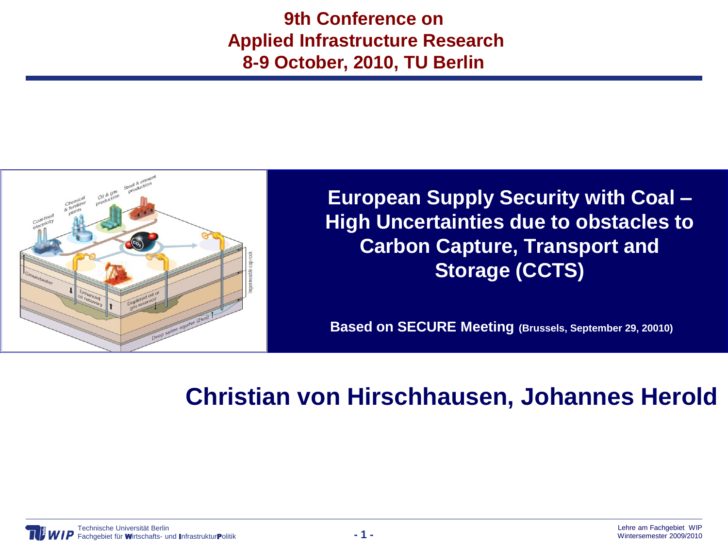**9th Conference on Applied Infrastructure Research**
**8-9 October, 2010, TU Berlin**

# European Supply Security with Coal – High Uncertainties due to obstacles to Carbon Capture, Transport and Storage (CCTS)

**Based on SECURE Meeting (Brussels, September 29, 20010)**

## Christian von Hirschhausen, Johannes Herold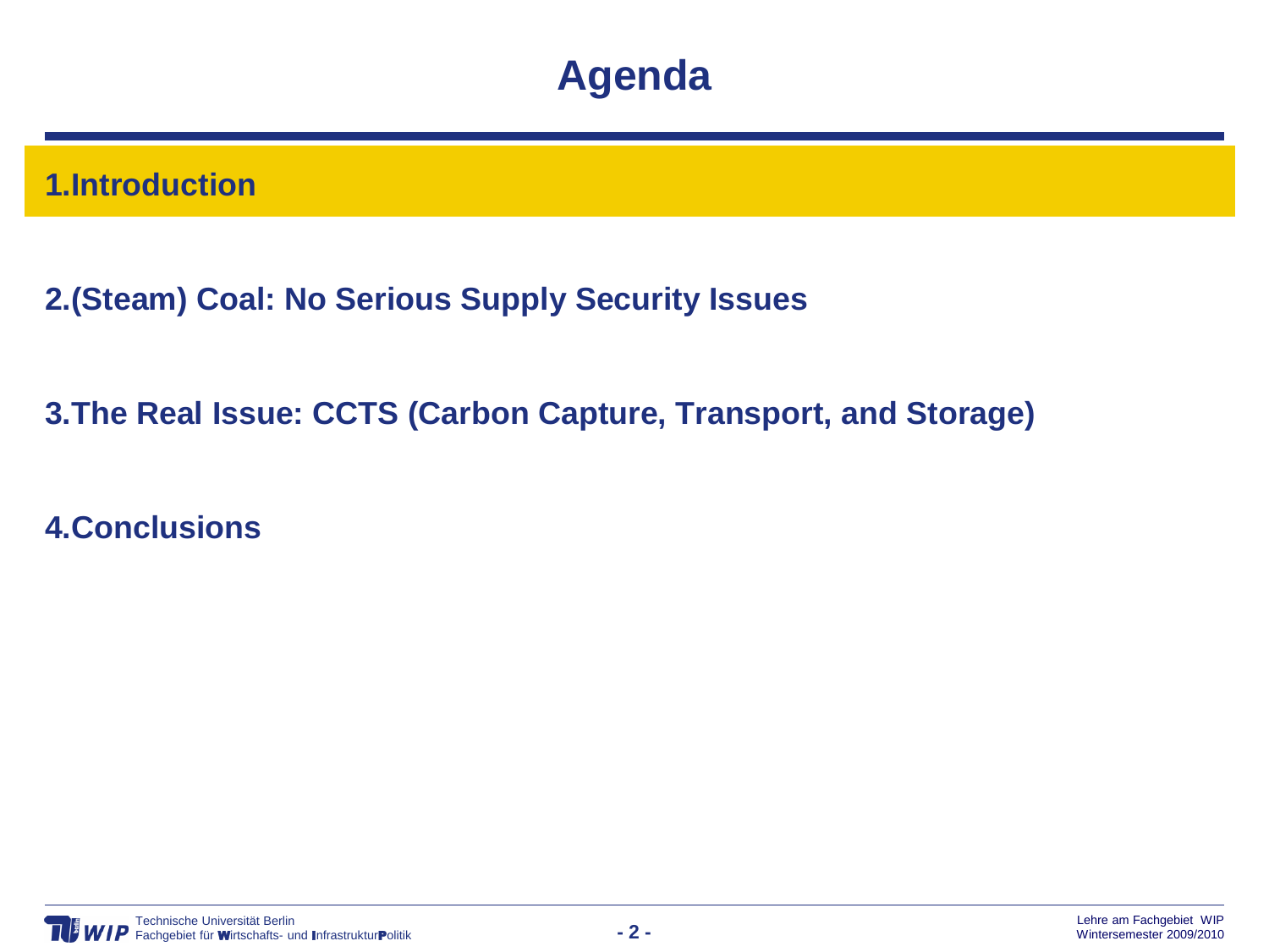# Agenda

1. Introduction

2. (Steam) Coal: No Serious Supply Security Issues

3. The Real Issue: CCTS (Carbon Capture, Transport, and Storage)

4. Conclusions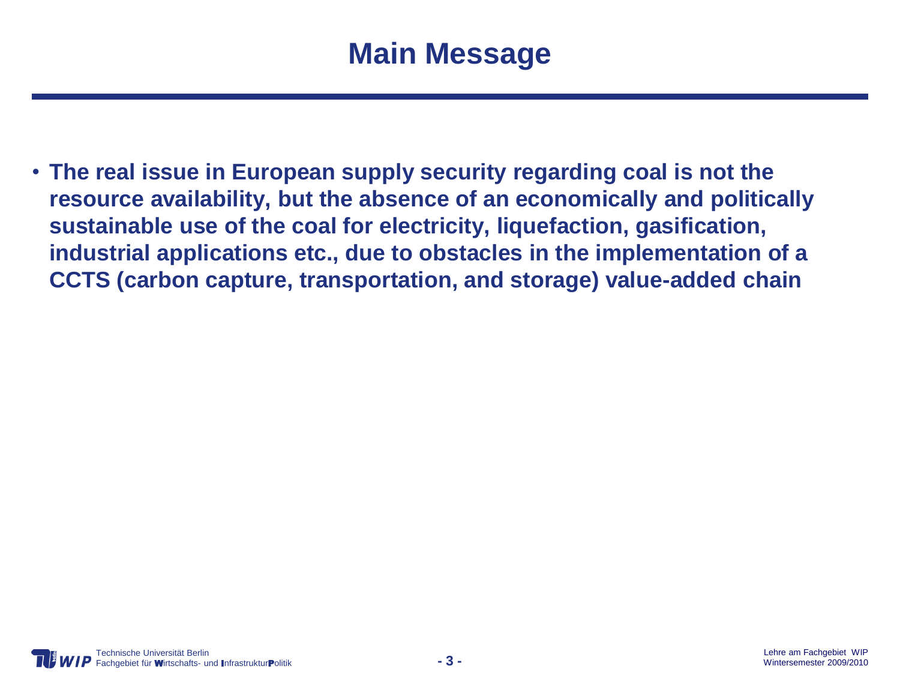# Main Message

- **The real issue in European supply security regarding coal is not the resource availability, but the absence of an economically and politically sustainable use of the coal for electricity, liquefaction, gasification, industrial applications etc., due to obstacles in the implementation of a CCTS (carbon capture, transportation, and storage) value-added chain**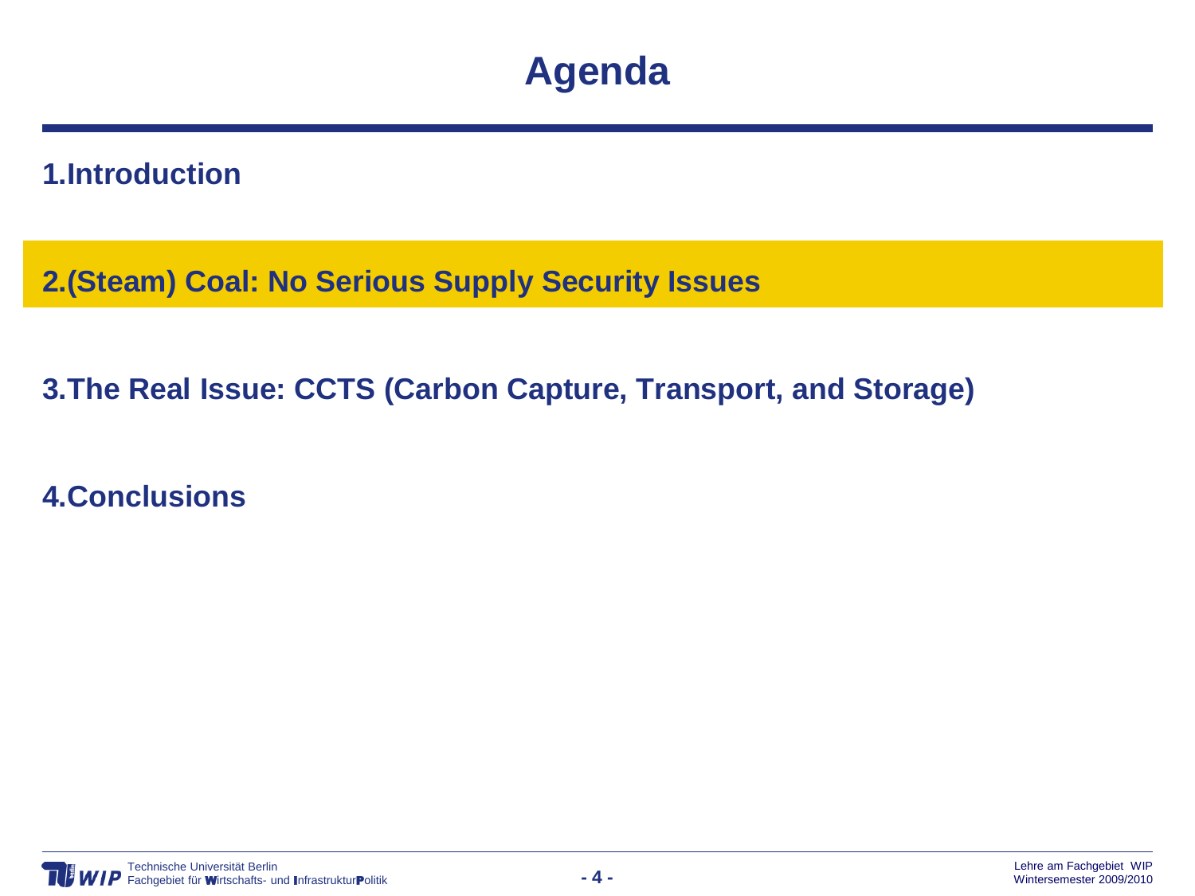# Agenda

1. Introduction

2. (Steam) Coal: No Serious Supply Security Issues

3. The Real Issue: CCTS (Carbon Capture, Transport, and Storage)

4. Conclusions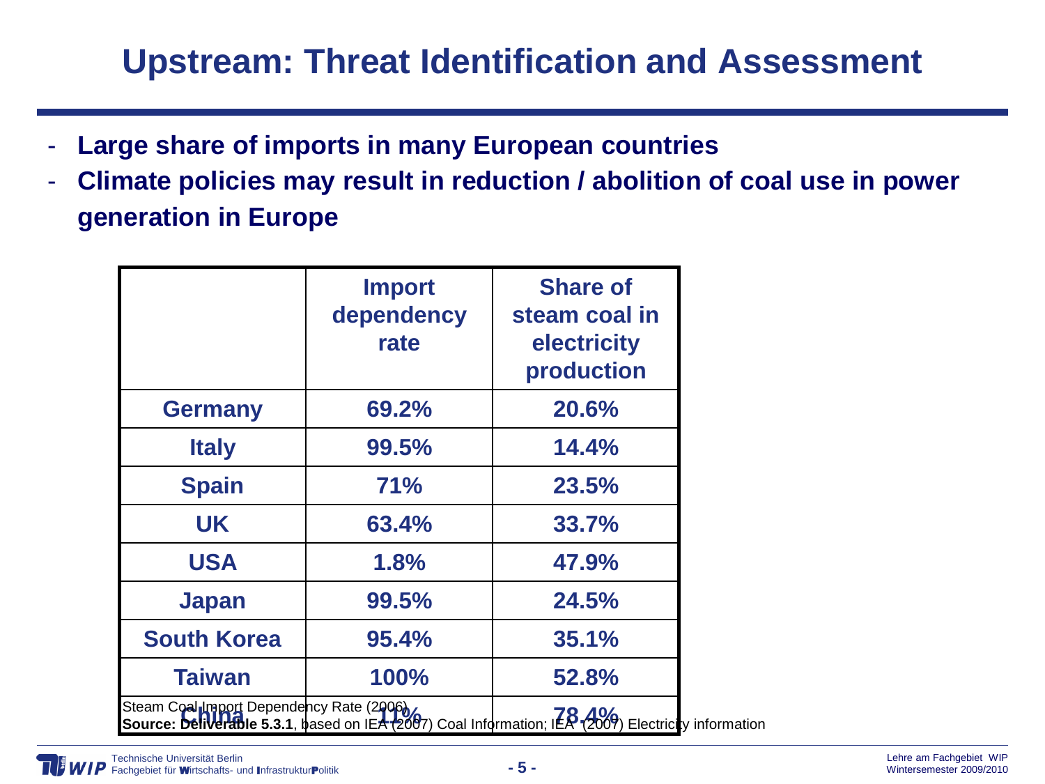# Upstream: Threat Identification and Assessment

- **Large share of imports in many European countries**
- **Climate policies may result in reduction / abolition of coal use in power generation in Europe**

| | Import dependency rate | Share of steam coal in electricity production |
|---|---|---|
| **Germany** | **69.2%** | **20.6%** |
| **Italy** | **99.5%** | **14.4%** |
| **Spain** | **71%** | **23.5%** |
| **UK** | **63.4%** | **33.7%** |
| **USA** | **1.8%** | **47.9%** |
| **Japan** | **99.5%** | **24.5%** |
| **South Korea** | **95.4%** | **35.1%** |
| **Taiwan** | **100%** | **52.8%** |
| **China** | **11%** | **78.4%** |

Steam Coal Import Dependency Rate (2006)
**Source: Deliverable 5.3.1**, based on IEA (2007) Coal Information; IEA (2007) Electricity information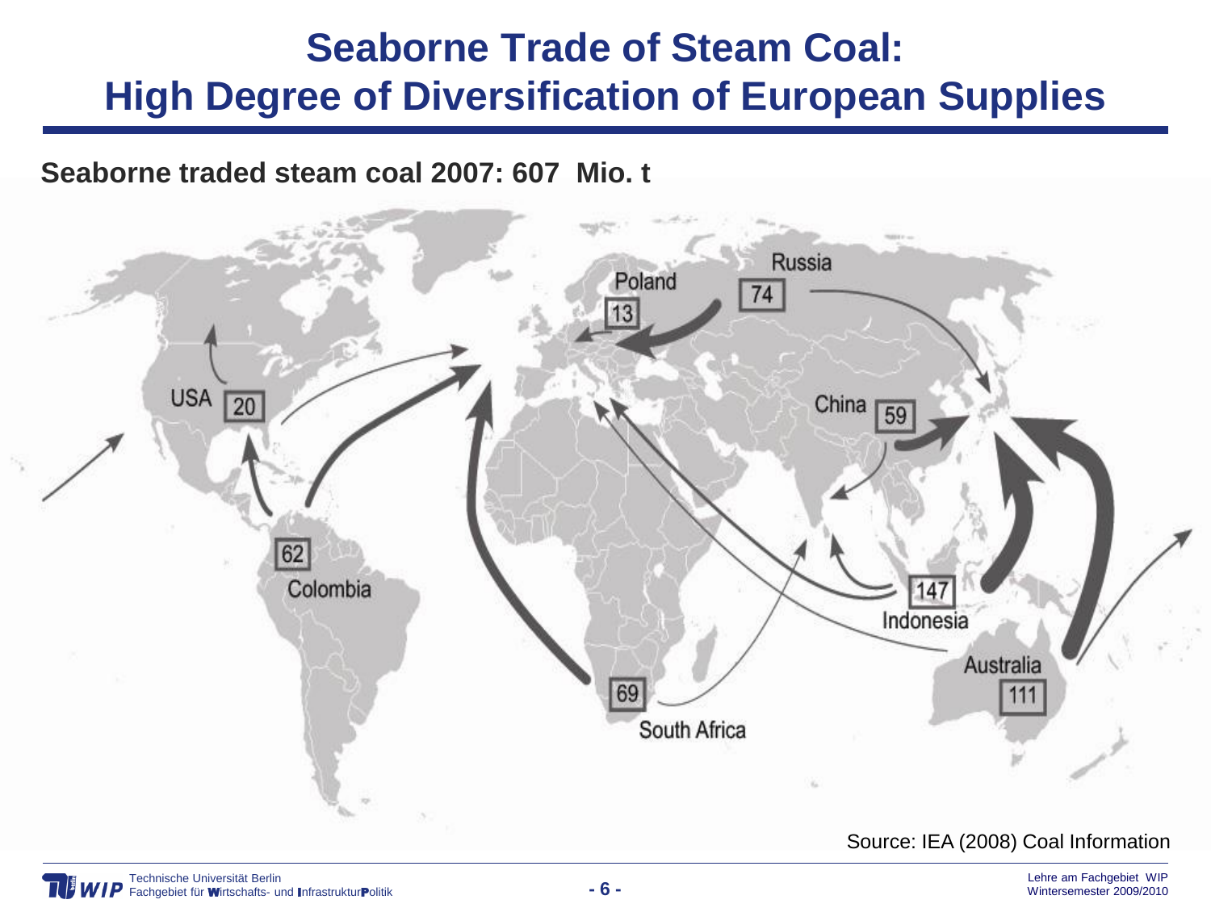# Seaborne Trade of Steam Coal: High Degree of Diversification of European Supplies

**Seaborne traded steam coal 2007: 607 Mio. t**

Russia 74

Poland 13

USA 20

China 59

62 Colombia

147 Indonesia

Australia 111

69 South Africa

Source: IEA (2008) Coal Information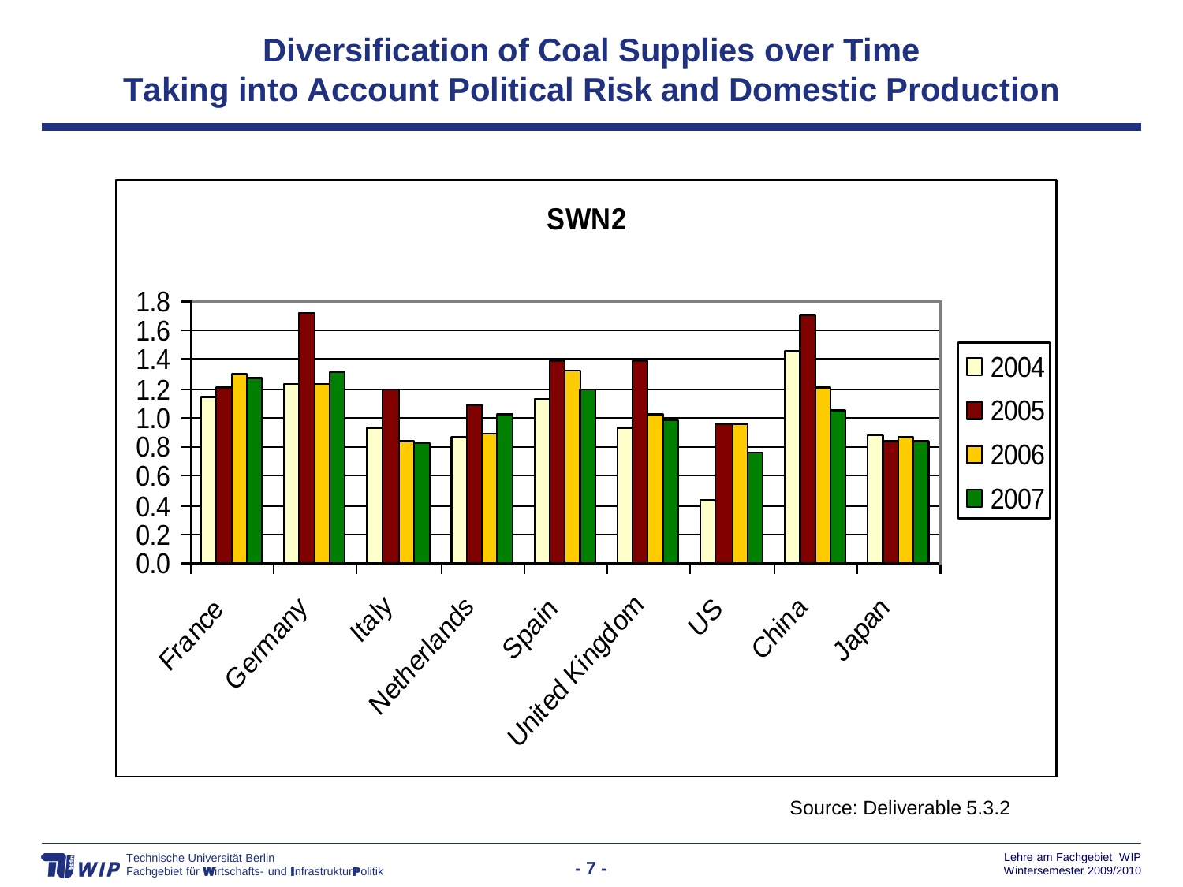# Diversification of Coal Supplies over Time
# Taking into Account Political Risk and Domestic Production

**SWN2**

| Country | 2004 | 2005 | 2006 | 2007 |
|---|---|---|---|---|
| France | 1.15 | 1.21 | 1.30 | 1.27 |
| Germany | 1.23 | 1.72 | 1.23 | 1.31 |
| Italy | 0.93 | 1.19 | 0.84 | 0.82 |
| Netherlands | 0.87 | 1.09 | 0.89 | 1.02 |
| Spain | 1.13 | 1.39 | 1.32 | 1.19 |
| United Kingdom | 0.93 | 1.39 | 1.02 | 0.98 |
| US | 0.43 | 0.96 | 0.96 | 0.76 |
| China | 1.45 | 1.71 | 1.21 | 1.05 |
| Japan | 0.88 | 0.84 | 0.87 | 0.84 |

Source: Deliverable 5.3.2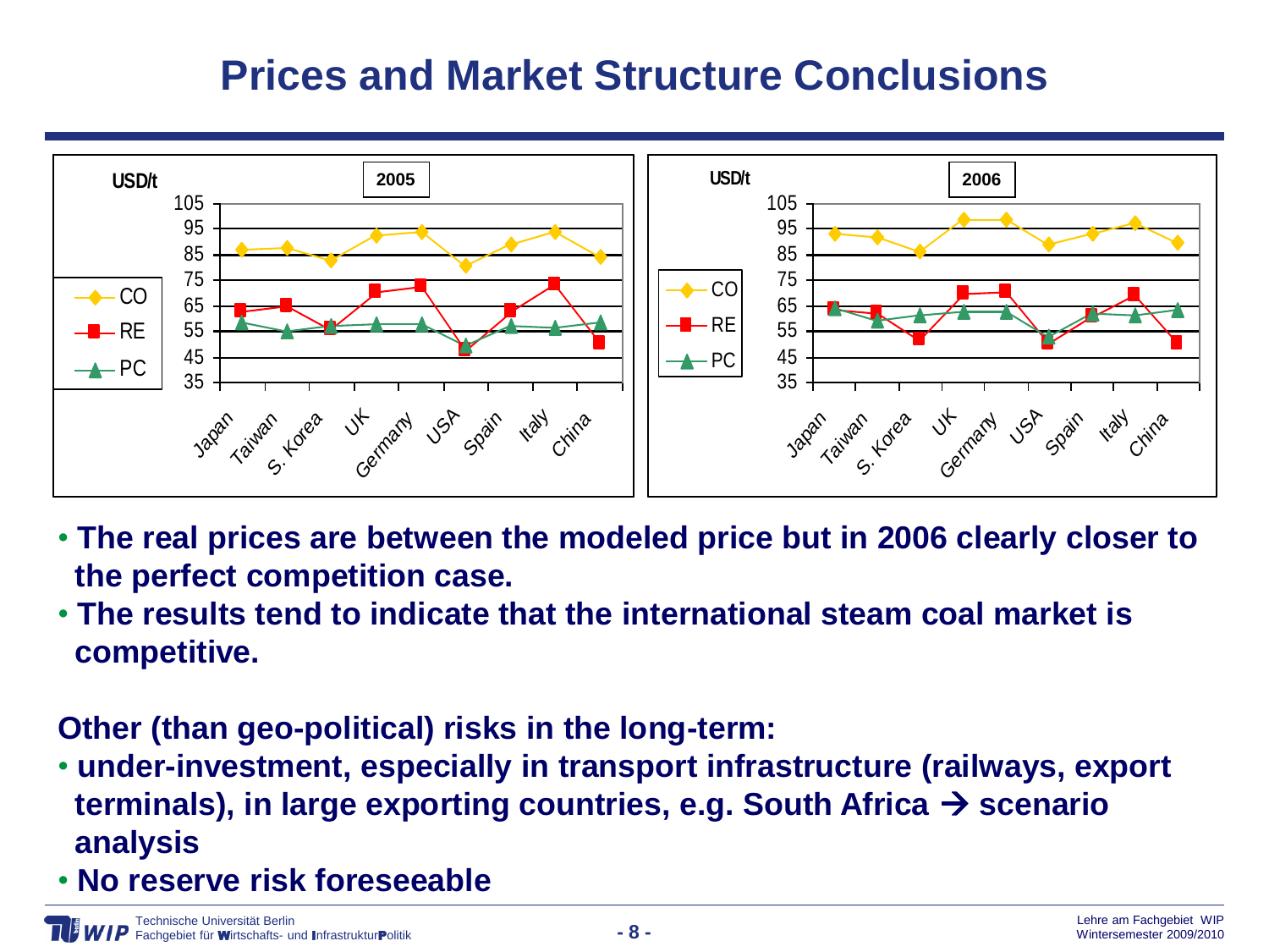# Prices and Market Structure Conclusions

- **The real prices are between the modeled price but in 2006 clearly closer to the perfect competition case.**
- **The results tend to indicate that the international steam coal market is competitive.**

**Other (than geo-political) risks in the long-term:**

- **under-investment, especially in transport infrastructure (railways, export terminals), in large exporting countries, e.g. South Africa → scenario analysis**
- **No reserve risk foreseeable**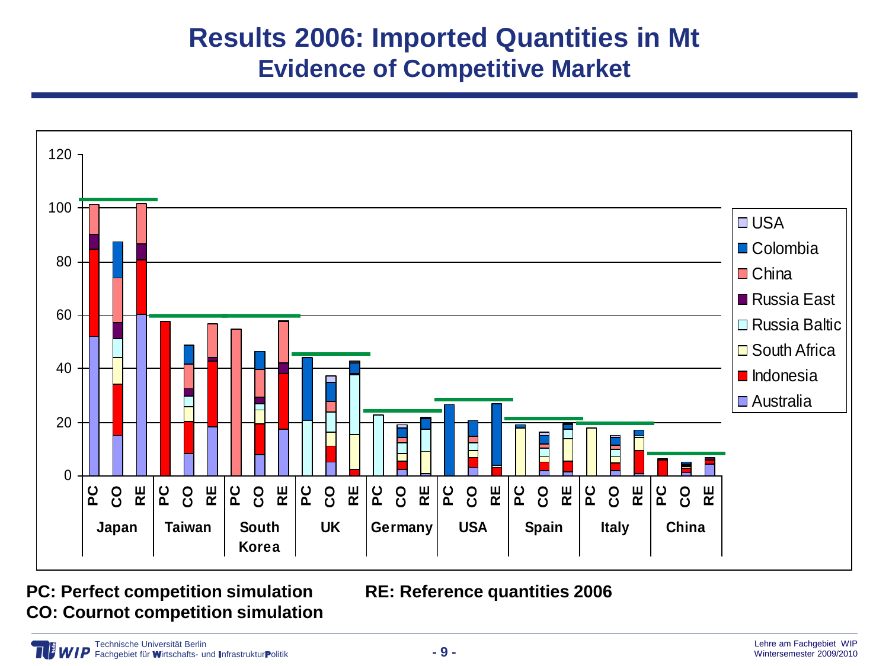# Results 2006: Imported Quantities in Mt

## Evidence of Competitive Market

**PC: Perfect competition simulation**

**CO: Cournot competition simulation**

**RE: Reference quantities 2006**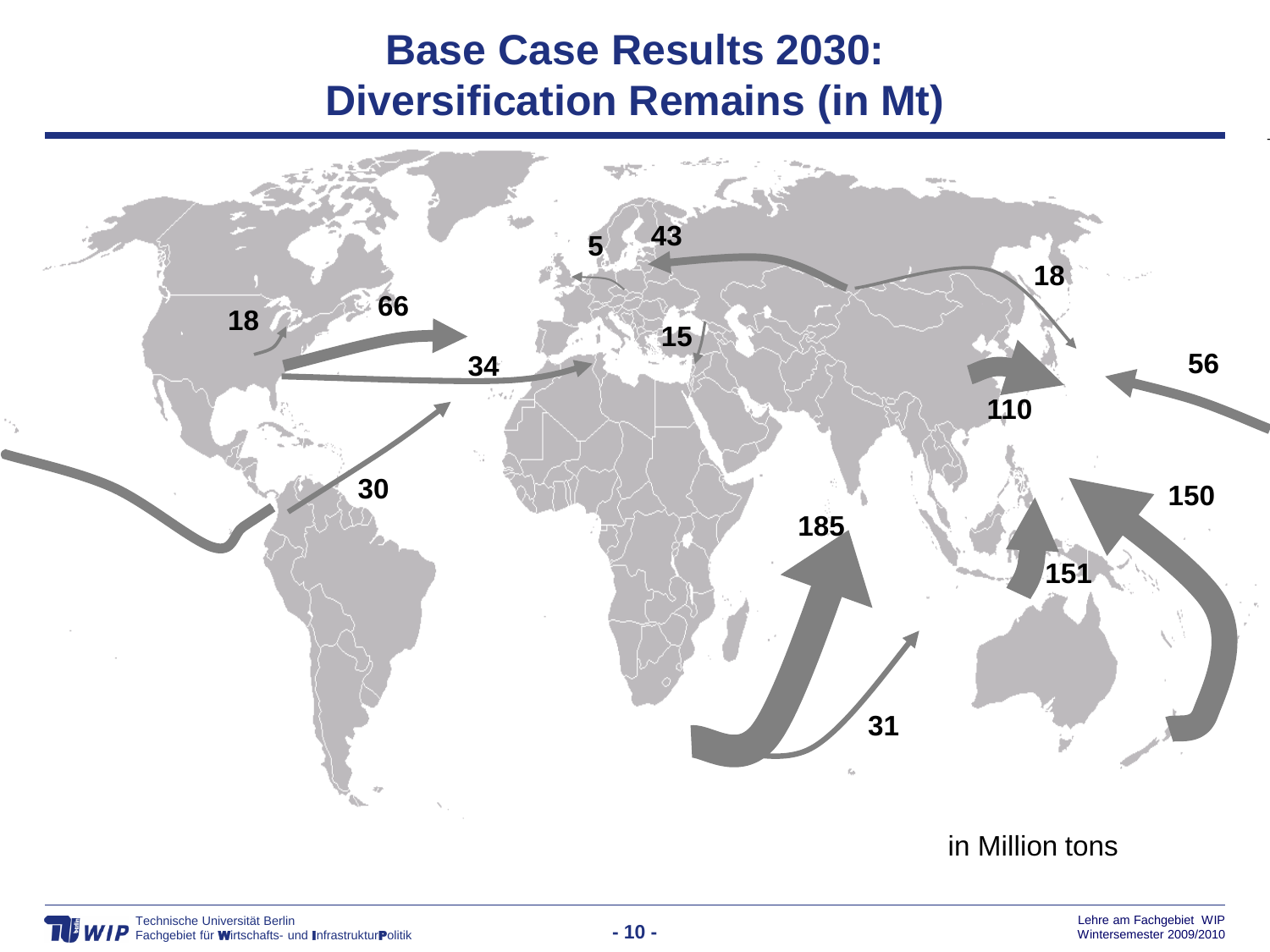# Base Case Results 2030: Diversification Remains (in Mt)

5 43 18 18 66 15 34 56 110 30 150 185 151 31

in Million tons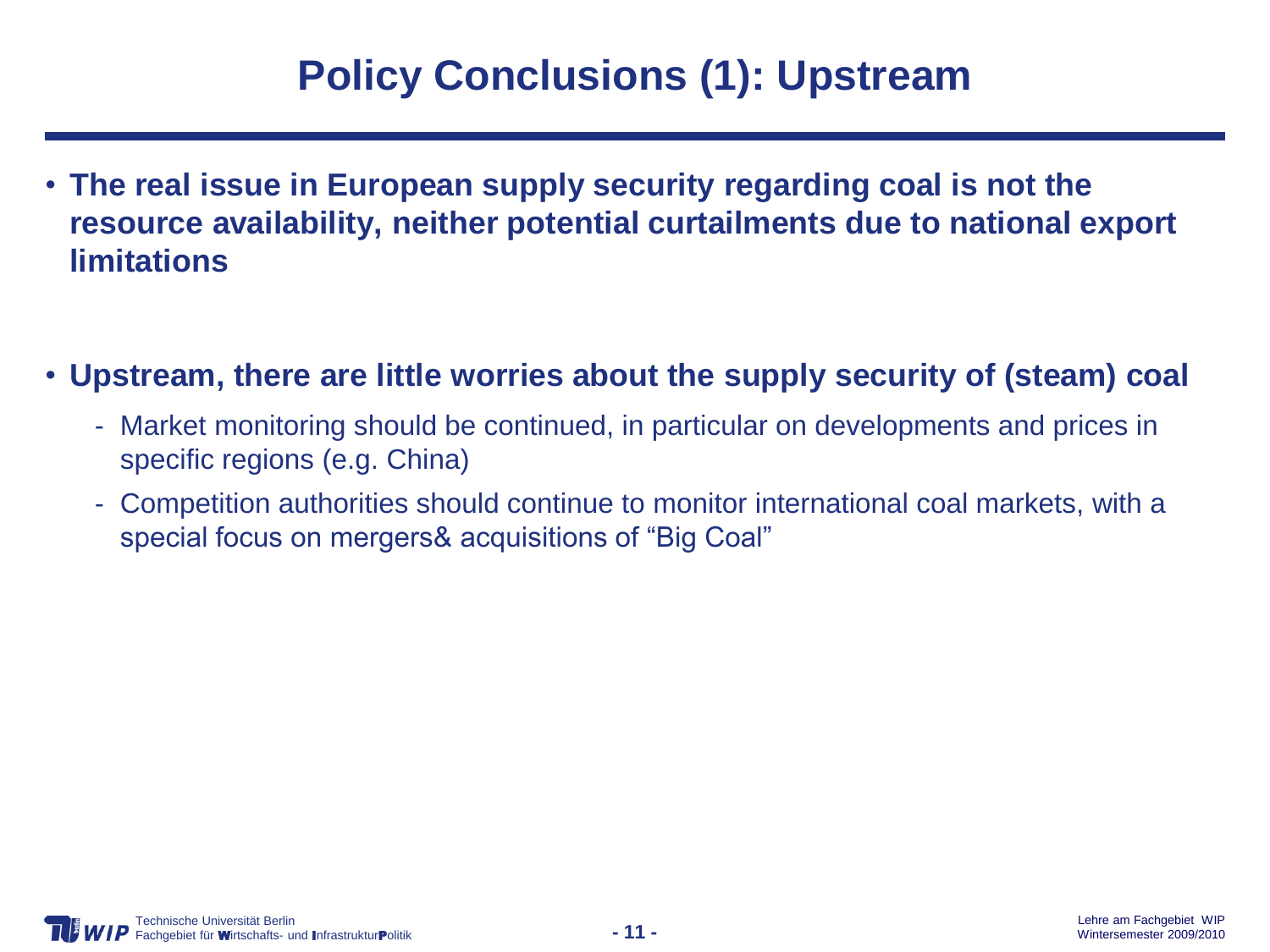# Policy Conclusions (1): Upstream

- **The real issue in European supply security regarding coal is not the resource availability, neither potential curtailments due to national export limitations**

- **Upstream, there are little worries about the supply security of (steam) coal**
  - Market monitoring should be continued, in particular on developments and prices in specific regions (e.g. China)
  - Competition authorities should continue to monitor international coal markets, with a special focus on mergers& acquisitions of “Big Coal”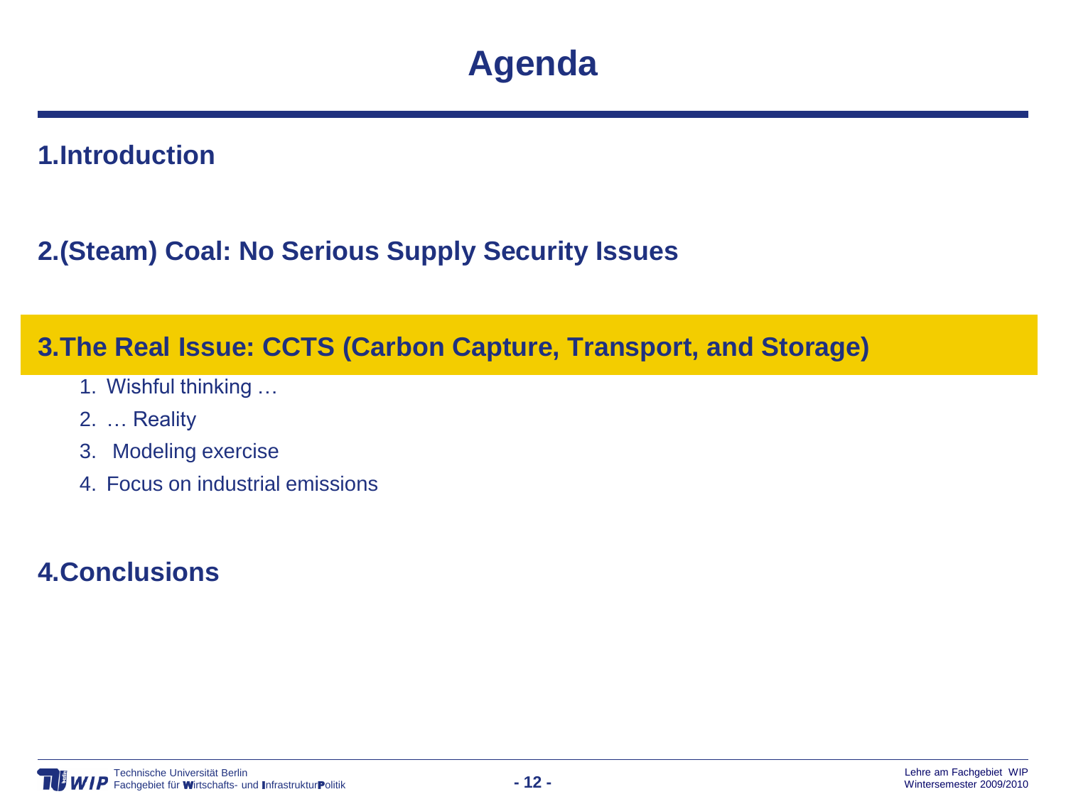# Agenda

**1.Introduction**

**2.(Steam) Coal: No Serious Supply Security Issues**

**3.The Real Issue: CCTS (Carbon Capture, Transport, and Storage)**

1. Wishful thinking …
2. … Reality
3. Modeling exercise
4. Focus on industrial emissions

**4.Conclusions**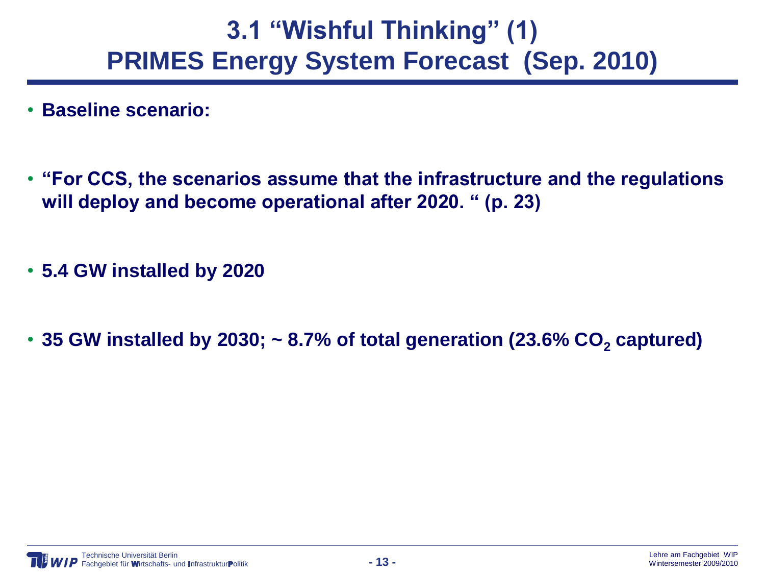# 3.1 “Wishful Thinking” (1) PRIMES Energy System Forecast (Sep. 2010)

- **Baseline scenario:**
- **“For CCS, the scenarios assume that the infrastructure and the regulations will deploy and become operational after 2020. “ (p. 23)**
- **5.4 GW installed by 2020**
- **35 GW installed by 2030; ~ 8.7% of total generation (23.6% $CO_2$ captured)**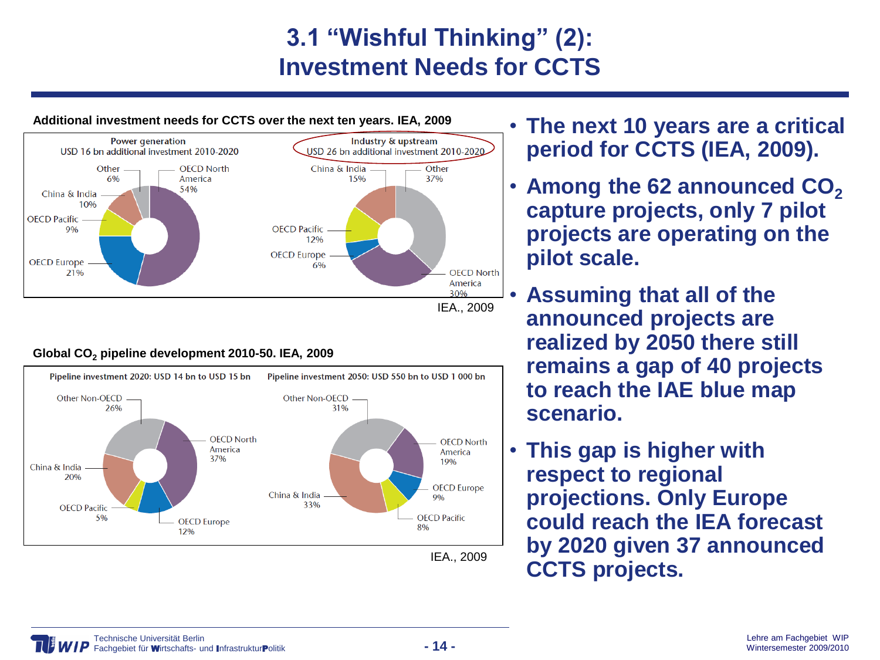# 3.1 "Wishful Thinking" (2): Investment Needs for CCTS

**Additional investment needs for CCTS over the next ten years. IEA, 2009**

Power generation
USD 16 bn additional investment 2010-2020

- OECD North America 54%
- OECD Europe 21%
- China & India 10%
- OECD Pacific 9%
- Other 6%

Industry & upstream
USD 26 bn additional investment 2010-2020

- Other 37%
- OECD North America 30%
- China & India 15%
- OECD Pacific 12%
- OECD Europe 6%

IEA., 2009

**Global $CO_2$ pipeline development 2010-50. IEA, 2009**

Pipeline investment 2020: USD 14 bn to USD 15 bn

- OECD North America 37%
- Other Non-OECD 26%
- China & India 20%
- OECD Europe 12%
- OECD Pacific 5%

Pipeline investment 2050: USD 550 bn to USD 1 000 bn

- China & India 33%
- Other Non-OECD 31%
- OECD North America 19%
- OECD Europe 9%
- OECD Pacific 8%

IEA., 2009

- **The next 10 years are a critical period for CCTS (IEA, 2009).**
- **Among the 62 announced $CO_2$ capture projects, only 7 pilot projects are operating on the pilot scale.**
- **Assuming that all of the announced projects are realized by 2050 there still remains a gap of 40 projects to reach the IAE blue map scenario.**
- **This gap is higher with respect to regional projections. Only Europe could reach the IEA forecast by 2020 given 37 announced CCTS projects.**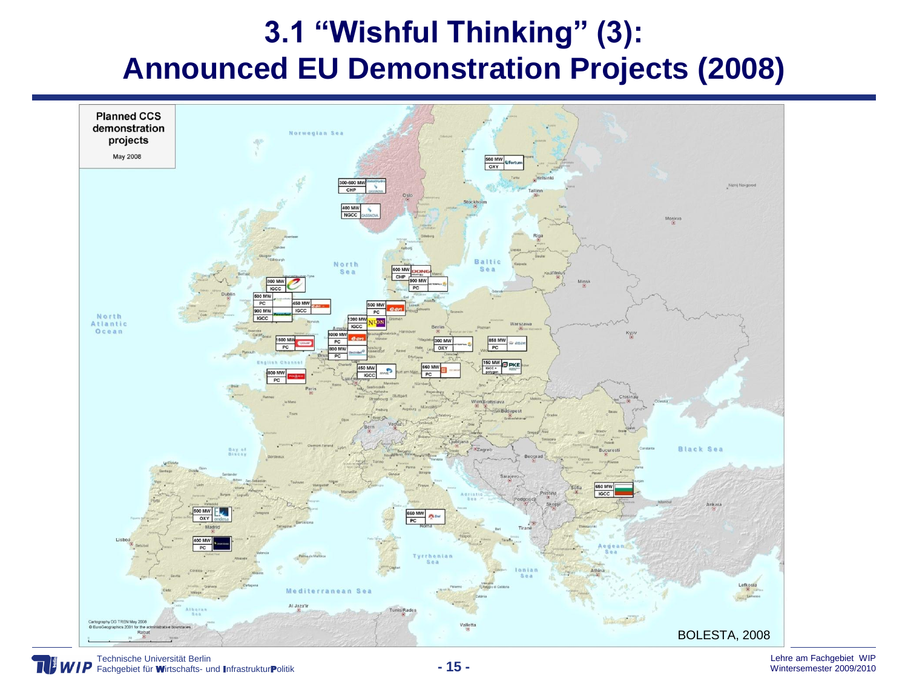# 3.1 "Wishful Thinking" (3): Announced EU Demonstration Projects (2008)

Planned CCS demonstration projects

May 2008

| Capacity | Technology |
|---|---|
| 560 MW | OXY |
| 300-600 MW | CHP |
| 400 MW | NGCC |
| 600 MW | CHP |
| 900 MW | PC |
| 800 MW | IGCC |
| 500 MW | PC |
| 900 MW | IGCC |
| 450 MW | IGCC |
| 500 MW | PC |
| 1200 MW | IGCC |
| 1600 MW | PC |
| 1000 MW | PC |
| 800 MW | PC |
| 300 MW | OXY |
| 858 MW | PC |
| 150 MW | IGCC + polygen |
| 450 MW | IGCC |
| 660 MW | PC |
| 800 MW | PC |
| 650 MW | IGCC |
| 660 MW | PC |
| 500 MW | OXY |
| 400 MW | PC |

Cartography DG TREN May 2008

© EuroGeographics 2001 for the administrative boundaries

BOLESTA, 2008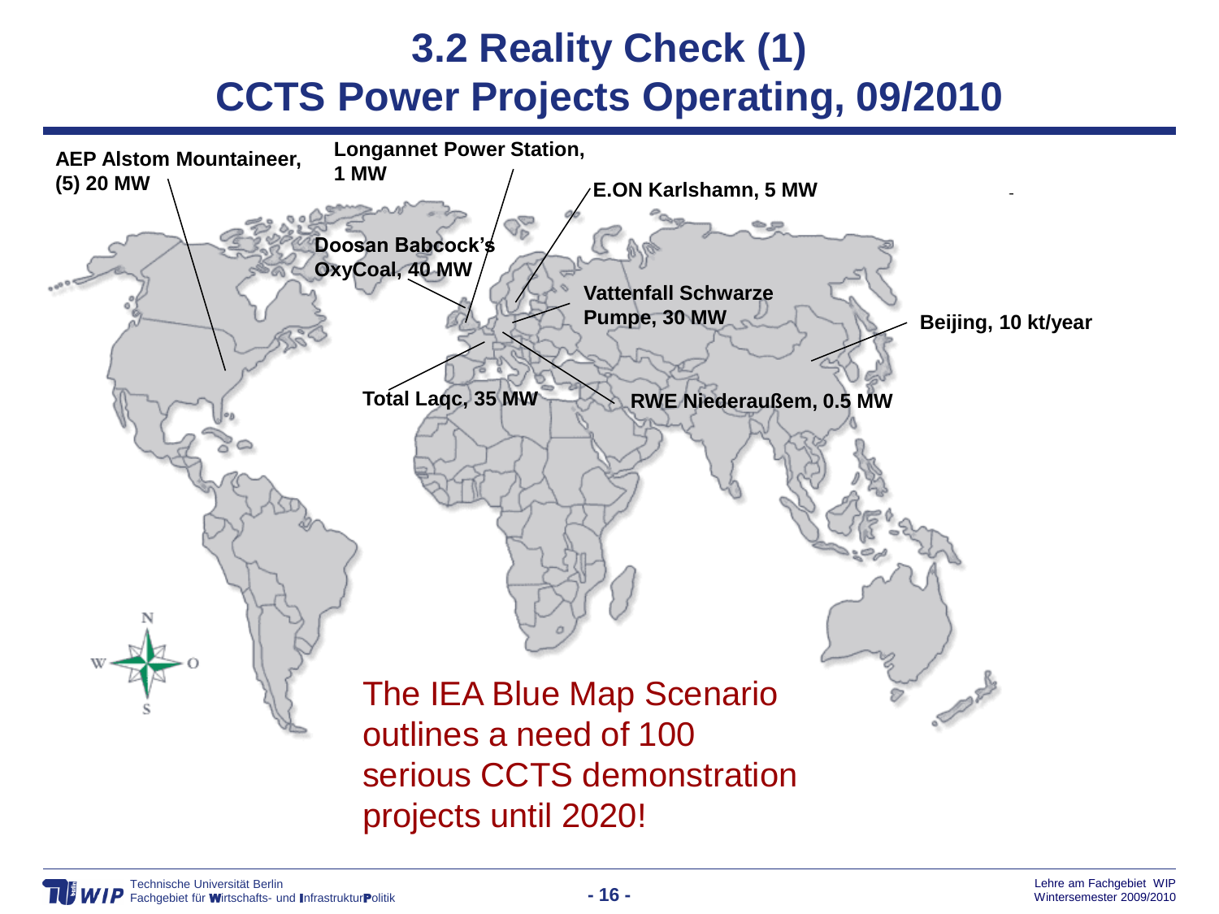# 3.2 Reality Check (1)
# CCTS Power Projects Operating, 09/2010

AEP Alstom Mountaineer, (5) 20 MW

Longannet Power Station, 1 MW

E.ON Karlshamn, 5 MW

Doosan Babcock's OxyCoal, 40 MW

Vattenfall Schwarze Pumpe, 30 MW

Beijing, 10 kt/year

Total Laqc, 35 MW

RWE Niederaußem, 0.5 MW

The IEA Blue Map Scenario outlines a need of 100 serious CCTS demonstration projects until 2020!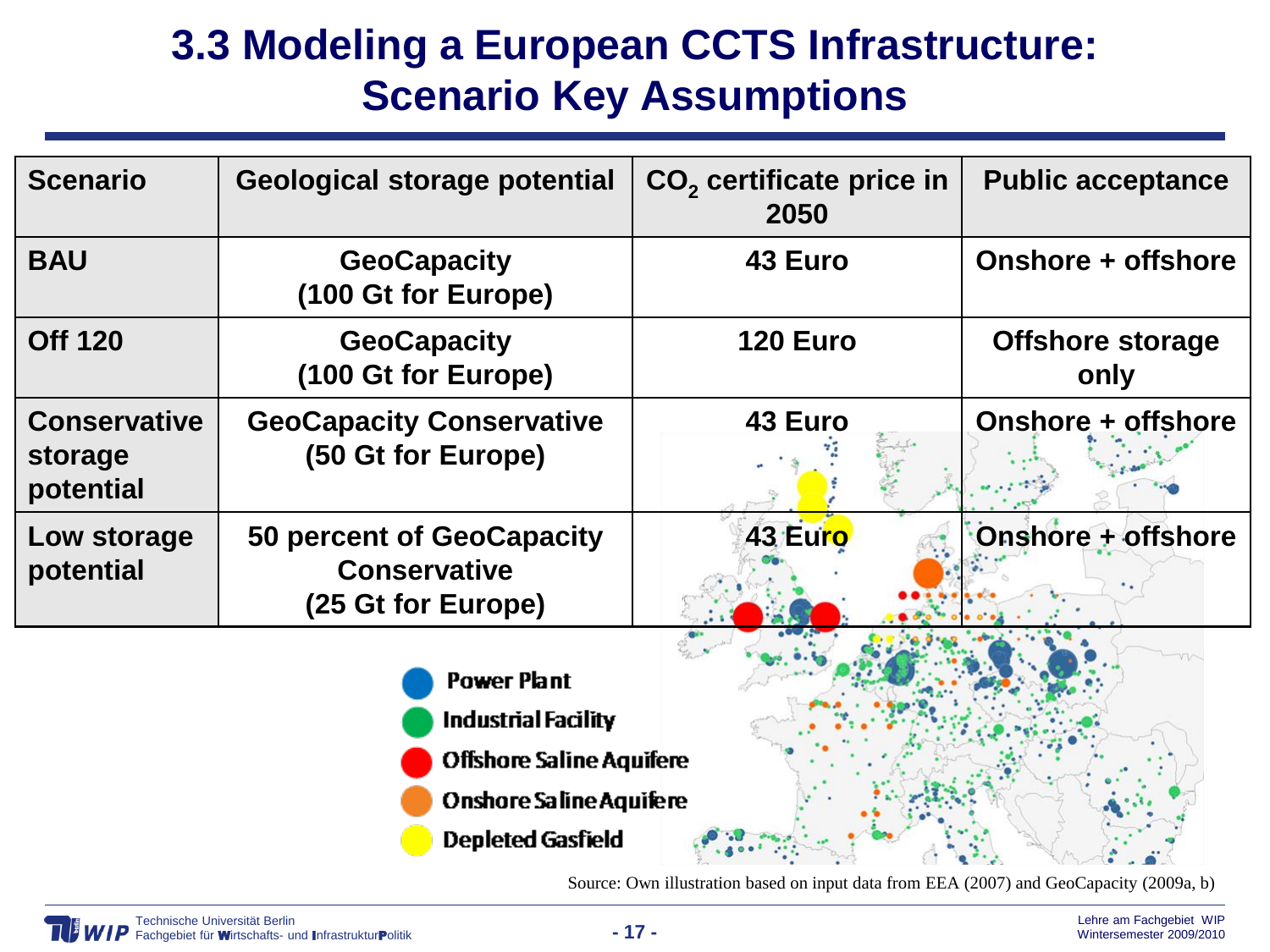# 3.3 Modeling a European CCTS Infrastructure: Scenario Key Assumptions

| Scenario | Geological storage potential | $CO_2$ certificate price in 2050 | Public acceptance |
|---|---|---|---|
| **BAU** | **GeoCapacity (100 Gt for Europe)** | **43 Euro** | **Onshore + offshore** |
| **Off 120** | **GeoCapacity (100 Gt for Europe)** | **120 Euro** | **Offshore storage only** |
| **Conservative storage potential** | **GeoCapacity Conservative (50 Gt for Europe)** | **43 Euro** | **Onshore + offshore** |
| **Low storage potential** | **50 percent of GeoCapacity Conservative (25 Gt for Europe)** | **43 Euro** | **Onshore + offshore** |

Power Plant

Industrial Facility

Offshore Saline Aquifere

Onshore Saline Aquifere

Depleted Gasfield

Source: Own illustration based on input data from EEA (2007) and GeoCapacity (2009a, b)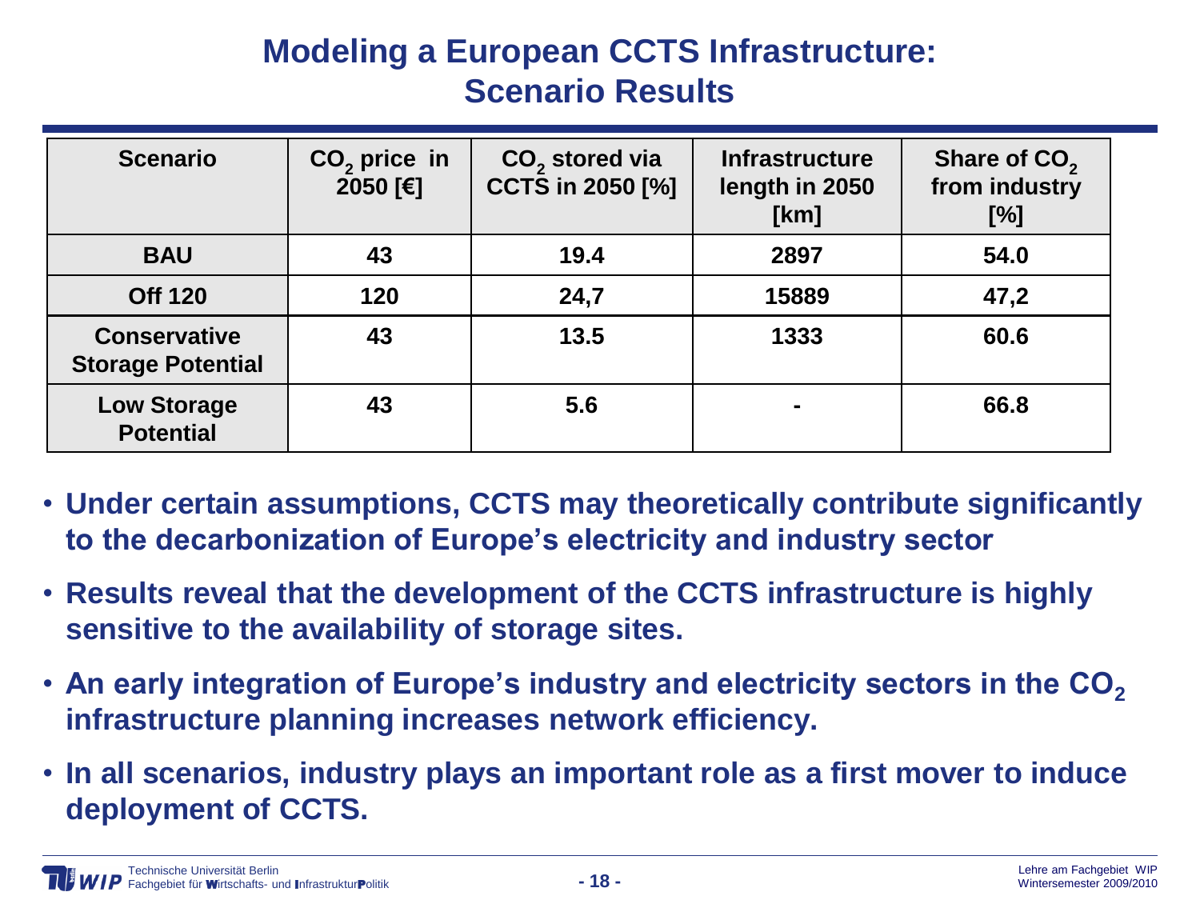# Modeling a European CCTS Infrastructure: Scenario Results

| Scenario | $CO_2$ price in 2050 [€] | $CO_2$ stored via CCTS in 2050 [%] | Infrastructure length in 2050 [km] | Share of $CO_2$ from industry [%] |
|---|---|---|---|---|
| **BAU** | **43** | **19.4** | **2897** | **54.0** |
| **Off 120** | **120** | **24,7** | **15889** | **47,2** |
| **Conservative Storage Potential** | **43** | **13.5** | **1333** | **60.6** |
| **Low Storage Potential** | **43** | **5.6** | **-** | **66.8** |

- **Under certain assumptions, CCTS may theoretically contribute significantly to the decarbonization of Europe's electricity and industry sector**
- **Results reveal that the development of the CCTS infrastructure is highly sensitive to the availability of storage sites.**
- **An early integration of Europe's industry and electricity sectors in the $CO_2$ infrastructure planning increases network efficiency.**
- **In all scenarios, industry plays an important role as a first mover to induce deployment of CCTS.**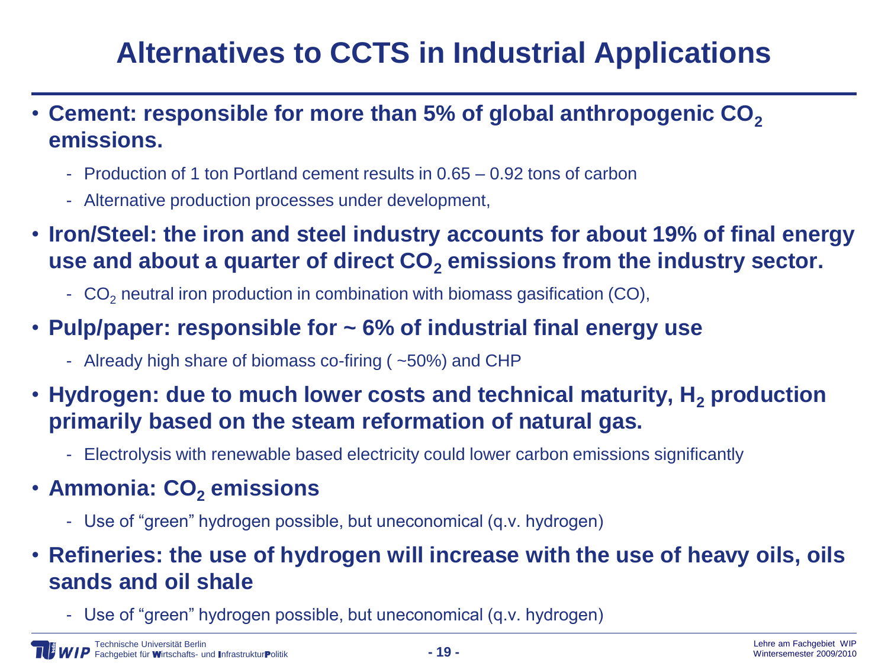# Alternatives to CCTS in Industrial Applications

- **Cement: responsible for more than 5% of global anthropogenic $CO_2$ emissions.**
  - Production of 1 ton Portland cement results in 0.65 – 0.92 tons of carbon
  - Alternative production processes under development,
- **Iron/Steel: the iron and steel industry accounts for about 19% of final energy use and about a quarter of direct $CO_2$ emissions from the industry sector.**
  - $CO_2$ neutral iron production in combination with biomass gasification (CO),
- **Pulp/paper: responsible for ~ 6% of industrial final energy use**
  - Already high share of biomass co-firing ( ~50%) and CHP
- **Hydrogen: due to much lower costs and technical maturity, $H_2$ production primarily based on the steam reformation of natural gas.**
  - Electrolysis with renewable based electricity could lower carbon emissions significantly
- **Ammonia: $CO_2$ emissions**
  - Use of "green" hydrogen possible, but uneconomical (q.v. hydrogen)
- **Refineries: the use of hydrogen will increase with the use of heavy oils, oils sands and oil shale**
  - Use of "green" hydrogen possible, but uneconomical (q.v. hydrogen)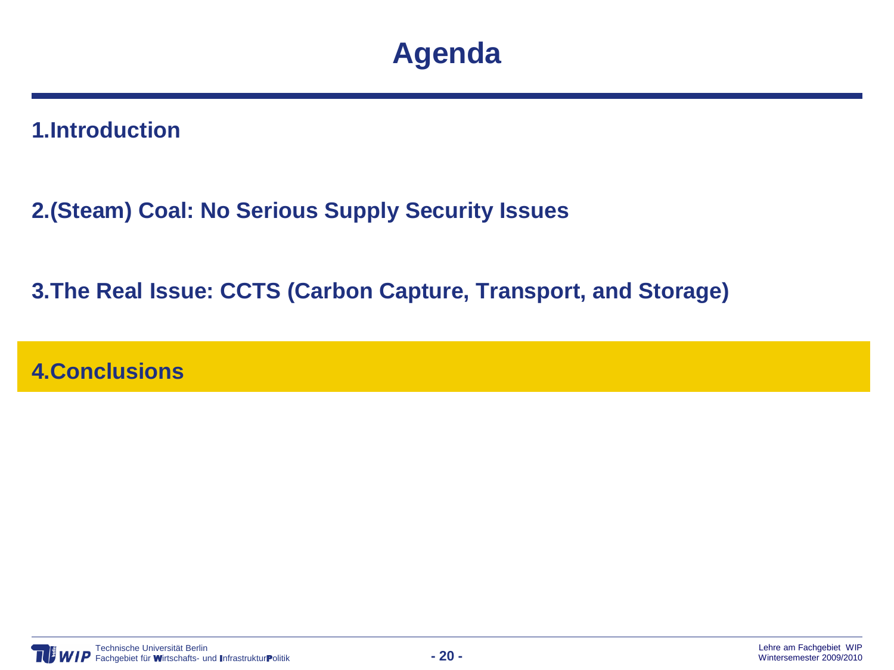# Agenda

1. Introduction

2. (Steam) Coal: No Serious Supply Security Issues

3. The Real Issue: CCTS (Carbon Capture, Transport, and Storage)

4. **Conclusions**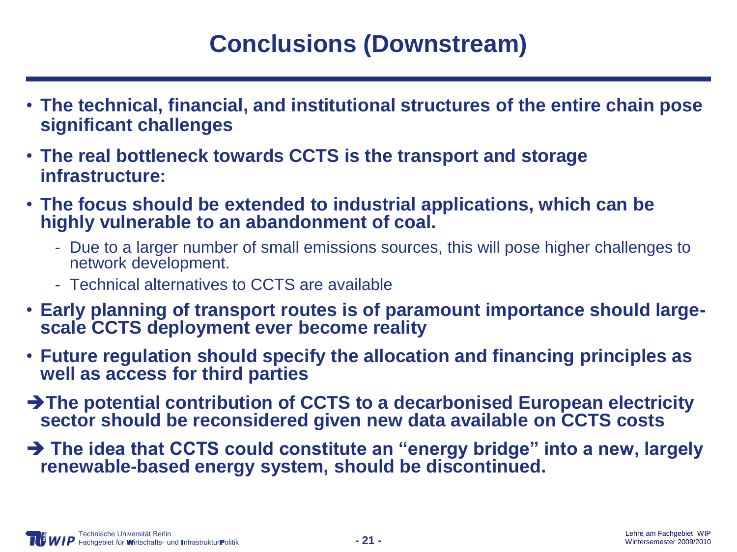# Conclusions (Downstream)

- **The technical, financial, and institutional structures of the entire chain pose significant challenges**
- **The real bottleneck towards CCTS is the transport and storage infrastructure:**
- **The focus should be extended to industrial applications, which can be highly vulnerable to an abandonment of coal.**
  - Due to a larger number of small emissions sources, this will pose higher challenges to network development.
  - Technical alternatives to CCTS are available
- **Early planning of transport routes is of paramount importance should large-scale CCTS deployment ever become reality**
- **Future regulation should specify the allocation and financing principles as well as access for third parties**

➔ **The potential contribution of CCTS to a decarbonised European electricity sector should be reconsidered given new data available on CCTS costs**

➔ **The idea that CCTS could constitute an "energy bridge" into a new, largely renewable-based energy system, should be discontinued.**